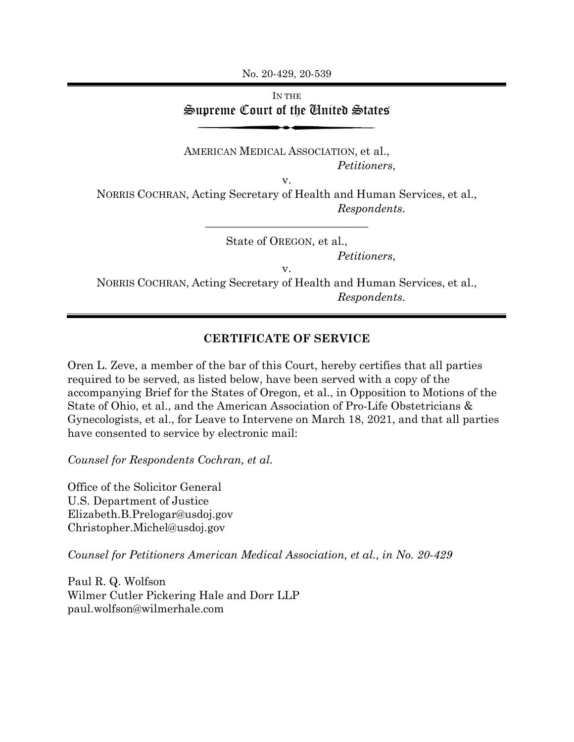No. 20-429, 20-539

IN THE

# Supreme Court of the United States

AMERICAN MEDICAL ASSOCIATION, et al.,
*Petitioners*,

v.

NORRIS COCHRAN, Acting Secretary of Health and Human Services, et al.,
*Respondents*.

---

State of OREGON, et al.,
*Petitioners*,

v.

NORRIS COCHRAN, Acting Secretary of Health and Human Services, et al.,
*Respondents*.

## CERTIFICATE OF SERVICE

Oren L. Zeve, a member of the bar of this Court, hereby certifies that all parties required to be served, as listed below, have been served with a copy of the accompanying Brief for the States of Oregon, et al., in Opposition to Motions of the State of Ohio, et al., and the American Association of Pro-Life Obstetricians & Gynecologists, et al., for Leave to Intervene on March 18, 2021, and that all parties have consented to service by electronic mail:

*Counsel for Respondents Cochran, et al.*

Office of the Solicitor General
U.S. Department of Justice
Elizabeth.B.Prelogar@usdoj.gov
Christopher.Michel@usdoj.gov

*Counsel for Petitioners American Medical Association, et al., in No. 20-429*

Paul R. Q. Wolfson
Wilmer Cutler Pickering Hale and Dorr LLP
paul.wolfson@wilmerhale.com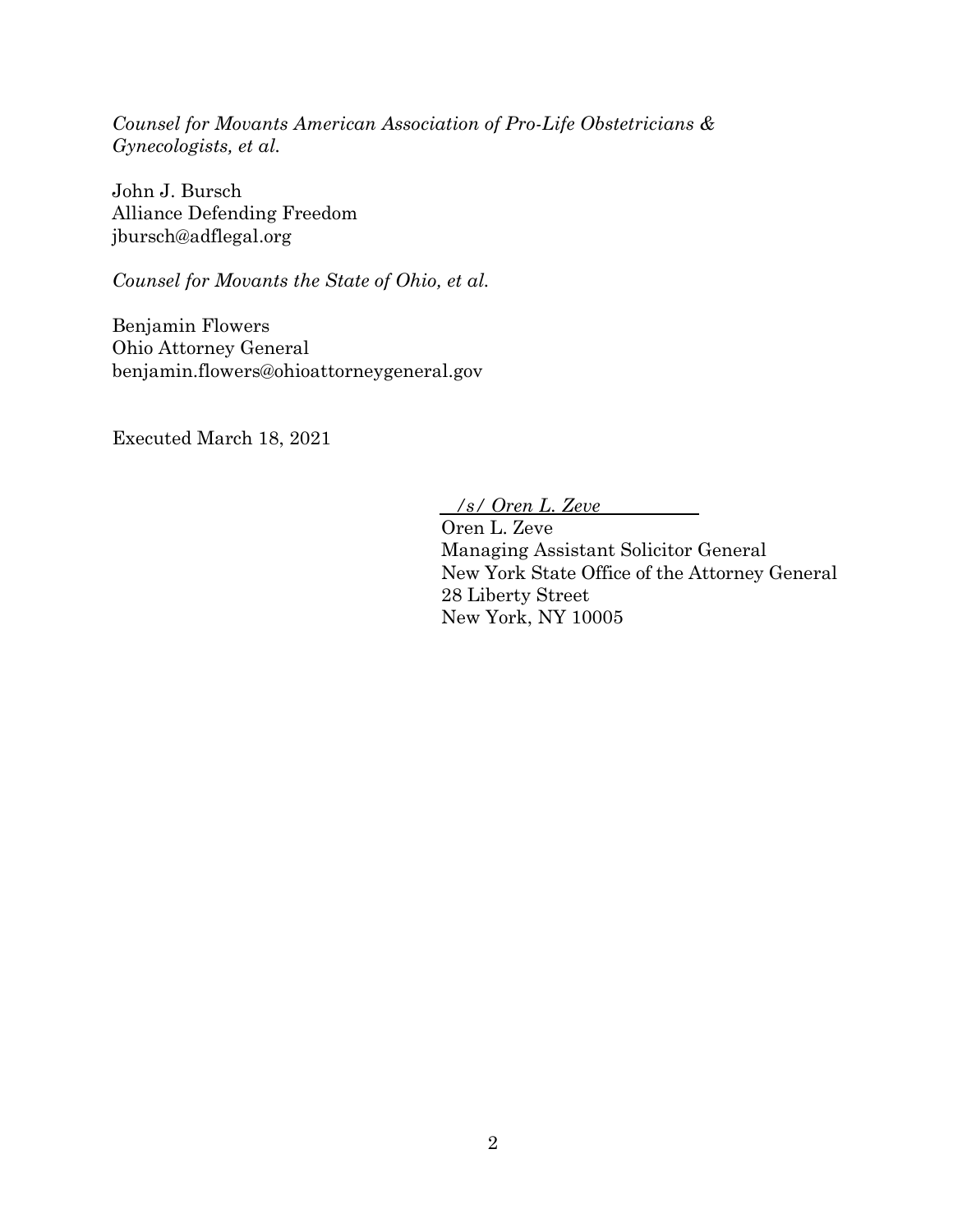*Counsel for Movants American Association of Pro-Life Obstetricians & Gynecologists, et al.*

John J. Bursch
Alliance Defending Freedom
jbursch@adflegal.org

*Counsel for Movants the State of Ohio, et al.*

Benjamin Flowers
Ohio Attorney General
benjamin.flowers@ohioattorneygeneral.gov

Executed March 18, 2021

*/s/ Oren L. Zeve*
Oren L. Zeve
Managing Assistant Solicitor General
New York State Office of the Attorney General
28 Liberty Street
New York, NY 10005